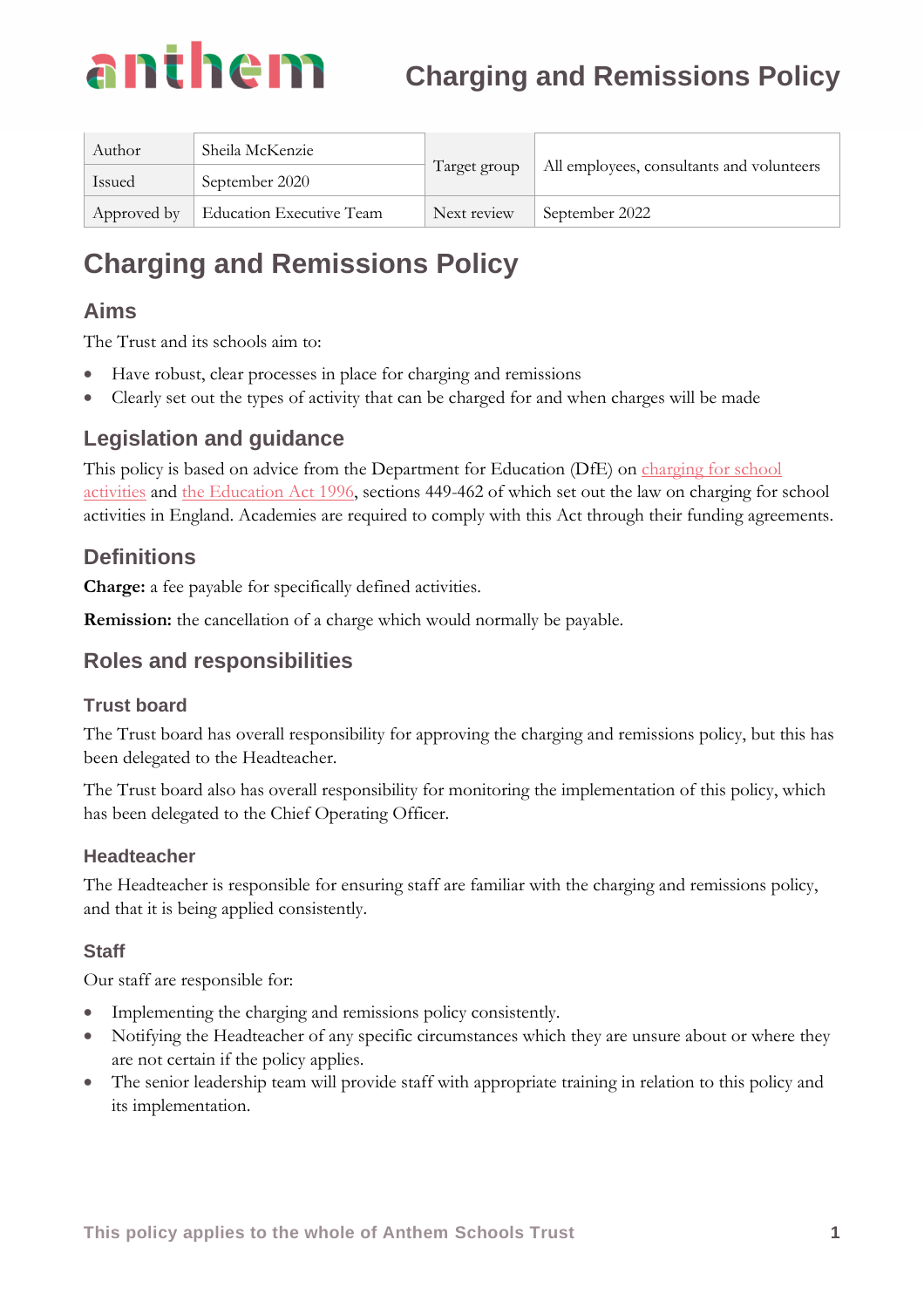# Charging and Remissions Policy

| Author | Sheila McKenzie | Target group | All employees, consultants and volunteers |
|---|---|---|---|
| Issued | September 2020 | | |
| Approved by | Education Executive Team | Next review | September 2022 |

# Charging and Remissions Policy

## Aims

The Trust and its schools aim to:

- Have robust, clear processes in place for charging and remissions
- Clearly set out the types of activity that can be charged for and when charges will be made

## Legislation and guidance

This policy is based on advice from the Department for Education (DfE) on charging for school activities and the Education Act 1996, sections 449-462 of which set out the law on charging for school activities in England. Academies are required to comply with this Act through their funding agreements.

## Definitions

**Charge:** a fee payable for specifically defined activities.

**Remission:** the cancellation of a charge which would normally be payable.

## Roles and responsibilities

### Trust board

The Trust board has overall responsibility for approving the charging and remissions policy, but this has been delegated to the Headteacher.

The Trust board also has overall responsibility for monitoring the implementation of this policy, which has been delegated to the Chief Operating Officer.

### Headteacher

The Headteacher is responsible for ensuring staff are familiar with the charging and remissions policy, and that it is being applied consistently.

### Staff

Our staff are responsible for:

- Implementing the charging and remissions policy consistently.
- Notifying the Headteacher of any specific circumstances which they are unsure about or where they are not certain if the policy applies.
- The senior leadership team will provide staff with appropriate training in relation to this policy and its implementation.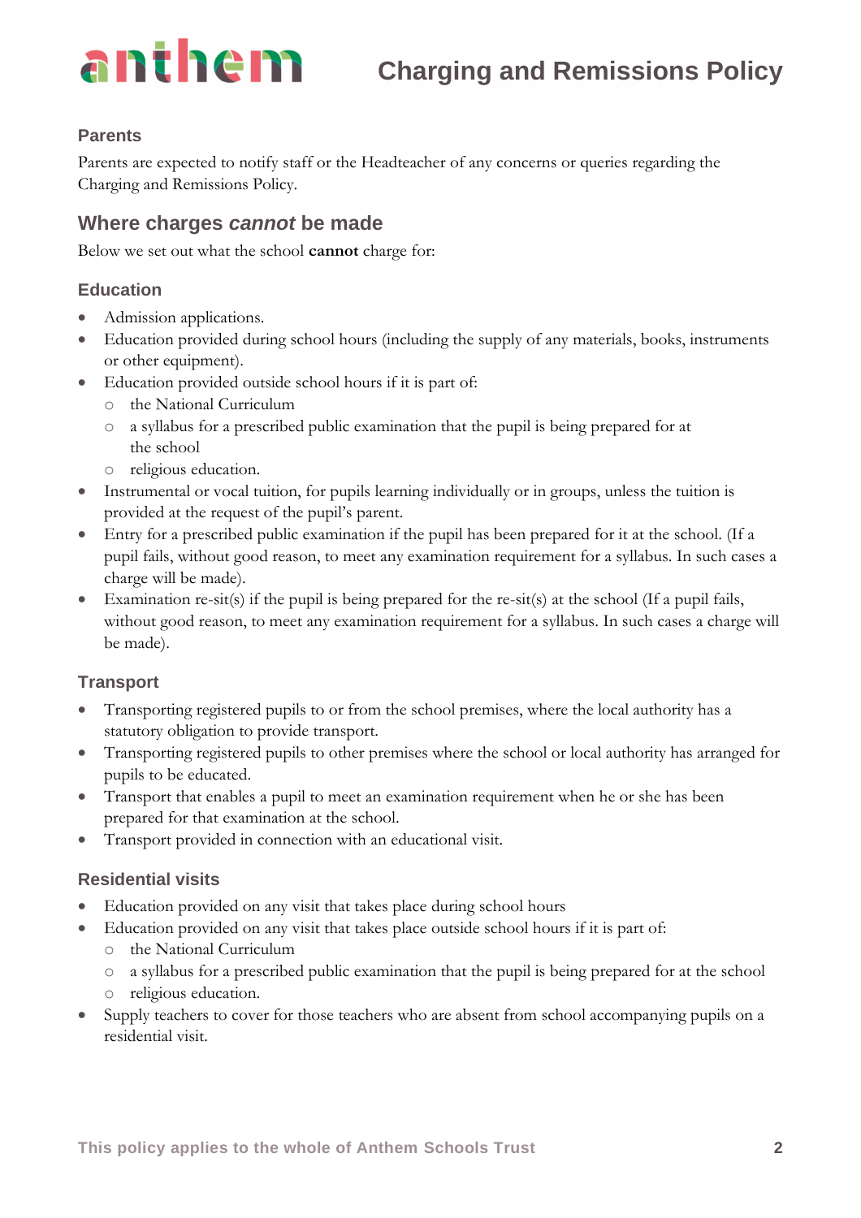### Parents

Parents are expected to notify staff or the Headteacher of any concerns or queries regarding the Charging and Remissions Policy.

## Where charges *cannot* be made

Below we set out what the school **cannot** charge for:

### Education

- Admission applications.
- Education provided during school hours (including the supply of any materials, books, instruments or other equipment).
- Education provided outside school hours if it is part of:
  - the National Curriculum
  - a syllabus for a prescribed public examination that the pupil is being prepared for at the school
  - religious education.
- Instrumental or vocal tuition, for pupils learning individually or in groups, unless the tuition is provided at the request of the pupil's parent.
- Entry for a prescribed public examination if the pupil has been prepared for it at the school. (If a pupil fails, without good reason, to meet any examination requirement for a syllabus. In such cases a charge will be made).
- Examination re-sit(s) if the pupil is being prepared for the re-sit(s) at the school (If a pupil fails, without good reason, to meet any examination requirement for a syllabus. In such cases a charge will be made).

### Transport

- Transporting registered pupils to or from the school premises, where the local authority has a statutory obligation to provide transport.
- Transporting registered pupils to other premises where the school or local authority has arranged for pupils to be educated.
- Transport that enables a pupil to meet an examination requirement when he or she has been prepared for that examination at the school.
- Transport provided in connection with an educational visit.

### Residential visits

- Education provided on any visit that takes place during school hours
- Education provided on any visit that takes place outside school hours if it is part of:
  - the National Curriculum
  - a syllabus for a prescribed public examination that the pupil is being prepared for at the school
  - religious education.
- Supply teachers to cover for those teachers who are absent from school accompanying pupils on a residential visit.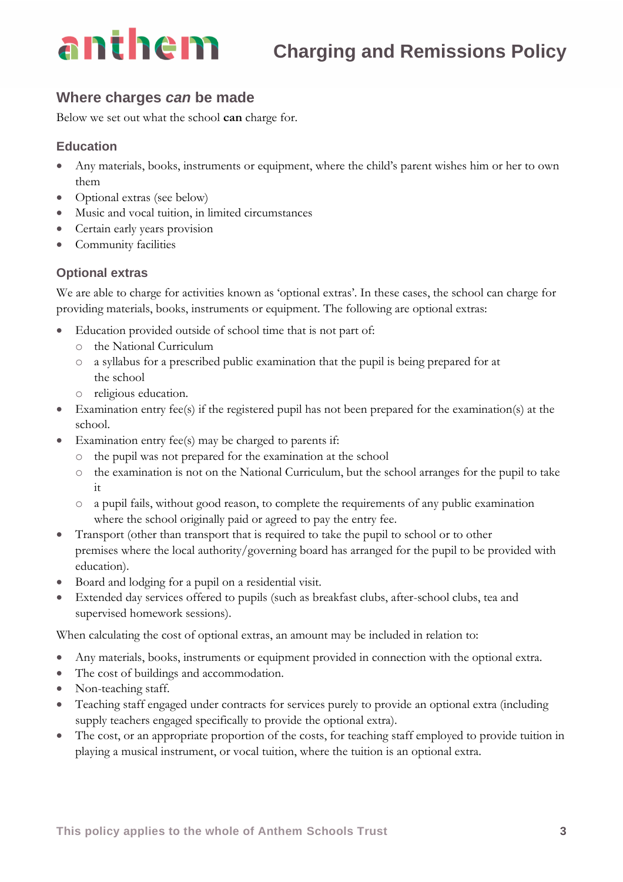## Where charges *can* be made

Below we set out what the school **can** charge for.

### Education

- Any materials, books, instruments or equipment, where the child's parent wishes him or her to own them
- Optional extras (see below)
- Music and vocal tuition, in limited circumstances
- Certain early years provision
- Community facilities

### Optional extras

We are able to charge for activities known as 'optional extras'. In these cases, the school can charge for providing materials, books, instruments or equipment. The following are optional extras:

- Education provided outside of school time that is not part of:
  - the National Curriculum
  - a syllabus for a prescribed public examination that the pupil is being prepared for at the school
  - religious education.
- Examination entry fee(s) if the registered pupil has not been prepared for the examination(s) at the school.
- Examination entry fee(s) may be charged to parents if:
  - the pupil was not prepared for the examination at the school
  - the examination is not on the National Curriculum, but the school arranges for the pupil to take it
  - a pupil fails, without good reason, to complete the requirements of any public examination where the school originally paid or agreed to pay the entry fee.
- Transport (other than transport that is required to take the pupil to school or to other premises where the local authority/governing board has arranged for the pupil to be provided with education).
- Board and lodging for a pupil on a residential visit.
- Extended day services offered to pupils (such as breakfast clubs, after-school clubs, tea and supervised homework sessions).

When calculating the cost of optional extras, an amount may be included in relation to:

- Any materials, books, instruments or equipment provided in connection with the optional extra.
- The cost of buildings and accommodation.
- Non-teaching staff.
- Teaching staff engaged under contracts for services purely to provide an optional extra (including supply teachers engaged specifically to provide the optional extra).
- The cost, or an appropriate proportion of the costs, for teaching staff employed to provide tuition in playing a musical instrument, or vocal tuition, where the tuition is an optional extra.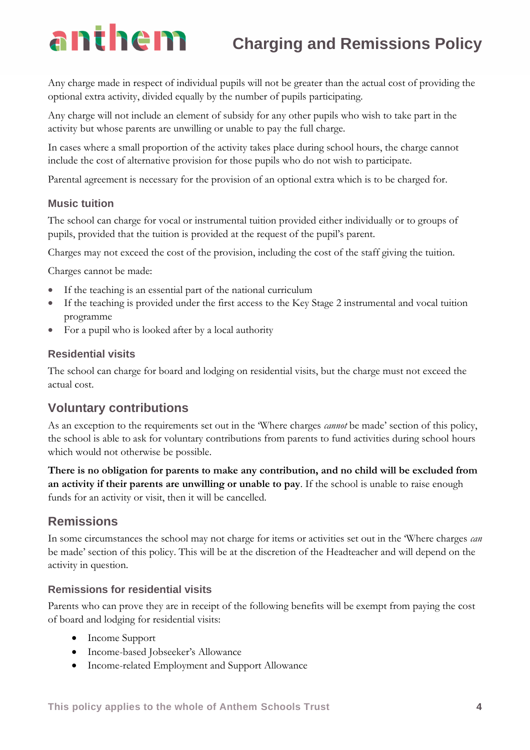Any charge made in respect of individual pupils will not be greater than the actual cost of providing the optional extra activity, divided equally by the number of pupils participating.

Any charge will not include an element of subsidy for any other pupils who wish to take part in the activity but whose parents are unwilling or unable to pay the full charge.

In cases where a small proportion of the activity takes place during school hours, the charge cannot include the cost of alternative provision for those pupils who do not wish to participate.

Parental agreement is necessary for the provision of an optional extra which is to be charged for.

### Music tuition

The school can charge for vocal or instrumental tuition provided either individually or to groups of pupils, provided that the tuition is provided at the request of the pupil's parent.

Charges may not exceed the cost of the provision, including the cost of the staff giving the tuition.

Charges cannot be made:

- If the teaching is an essential part of the national curriculum
- If the teaching is provided under the first access to the Key Stage 2 instrumental and vocal tuition programme
- For a pupil who is looked after by a local authority

### Residential visits

The school can charge for board and lodging on residential visits, but the charge must not exceed the actual cost.

## Voluntary contributions

As an exception to the requirements set out in the 'Where charges *cannot* be made' section of this policy, the school is able to ask for voluntary contributions from parents to fund activities during school hours which would not otherwise be possible.

**There is no obligation for parents to make any contribution, and no child will be excluded from an activity if their parents are unwilling or unable to pay**. If the school is unable to raise enough funds for an activity or visit, then it will be cancelled.

## Remissions

In some circumstances the school may not charge for items or activities set out in the 'Where charges *can* be made' section of this policy. This will be at the discretion of the Headteacher and will depend on the activity in question.

### Remissions for residential visits

Parents who can prove they are in receipt of the following benefits will be exempt from paying the cost of board and lodging for residential visits:

- Income Support
- Income-based Jobseeker's Allowance
- Income-related Employment and Support Allowance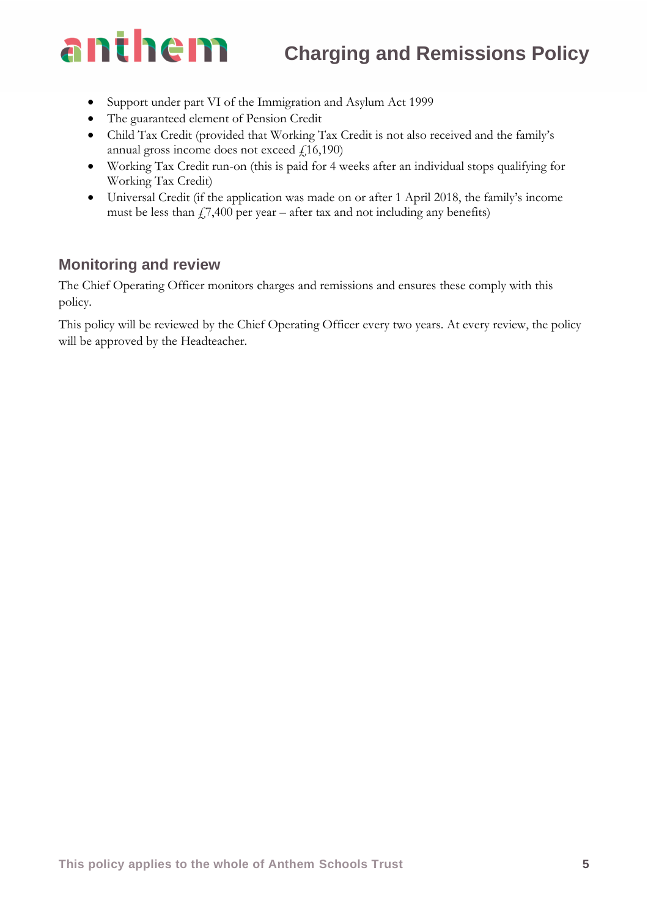- Support under part VI of the Immigration and Asylum Act 1999
- The guaranteed element of Pension Credit
- Child Tax Credit (provided that Working Tax Credit is not also received and the family's annual gross income does not exceed £16,190)
- Working Tax Credit run-on (this is paid for 4 weeks after an individual stops qualifying for Working Tax Credit)
- Universal Credit (if the application was made on or after 1 April 2018, the family's income must be less than £7,400 per year – after tax and not including any benefits)

## Monitoring and review

The Chief Operating Officer monitors charges and remissions and ensures these comply with this policy.

This policy will be reviewed by the Chief Operating Officer every two years. At every review, the policy will be approved by the Headteacher.